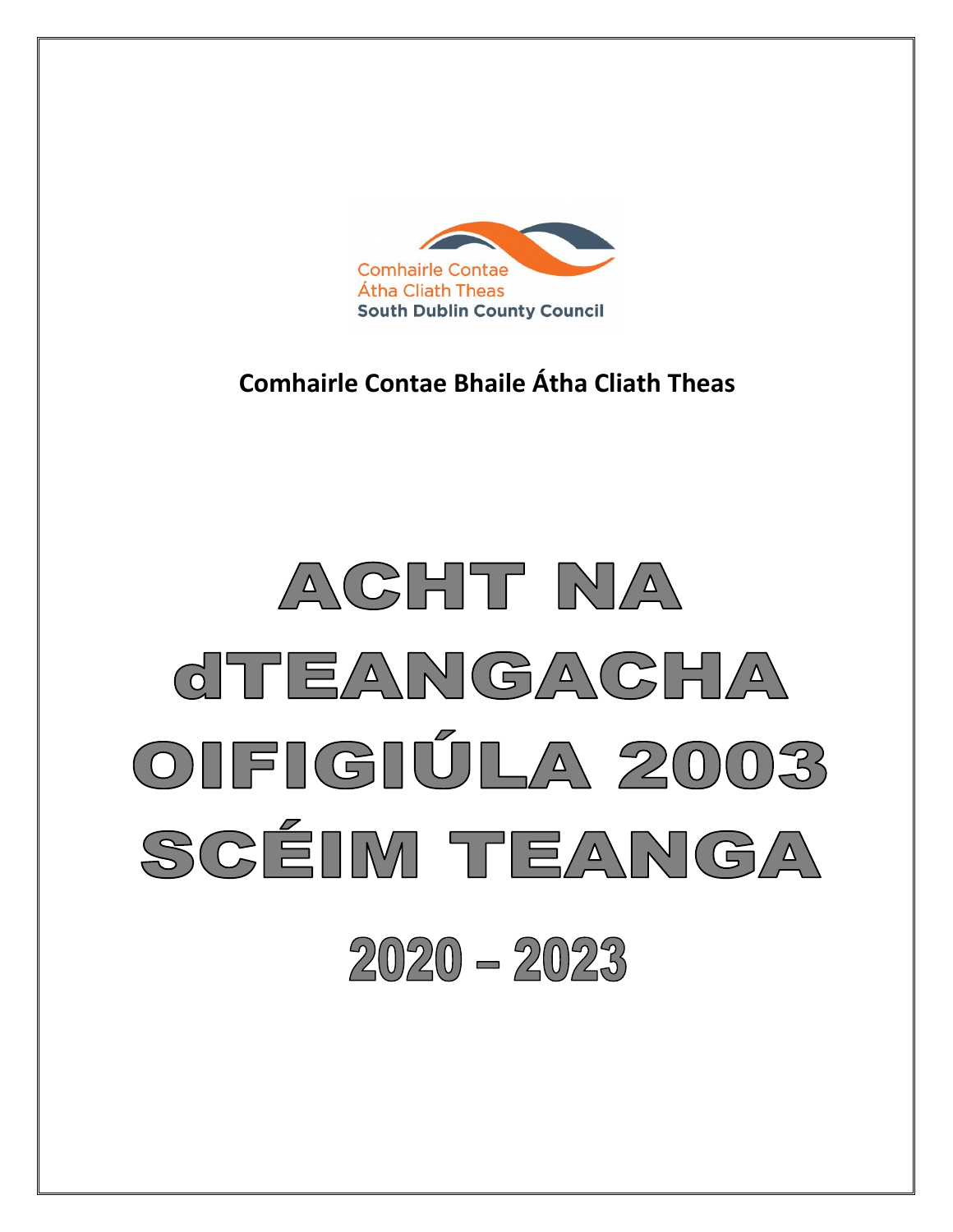Comhairle Contae
Átha Cliath Theas
South Dublin County Council

**Comhairle Contae Bhaile Átha Cliath Theas**

# ACHT NA dTEANGACHA OIFIGIÚLA 2003 SCÉIM TEANGA

# 2020 – 2023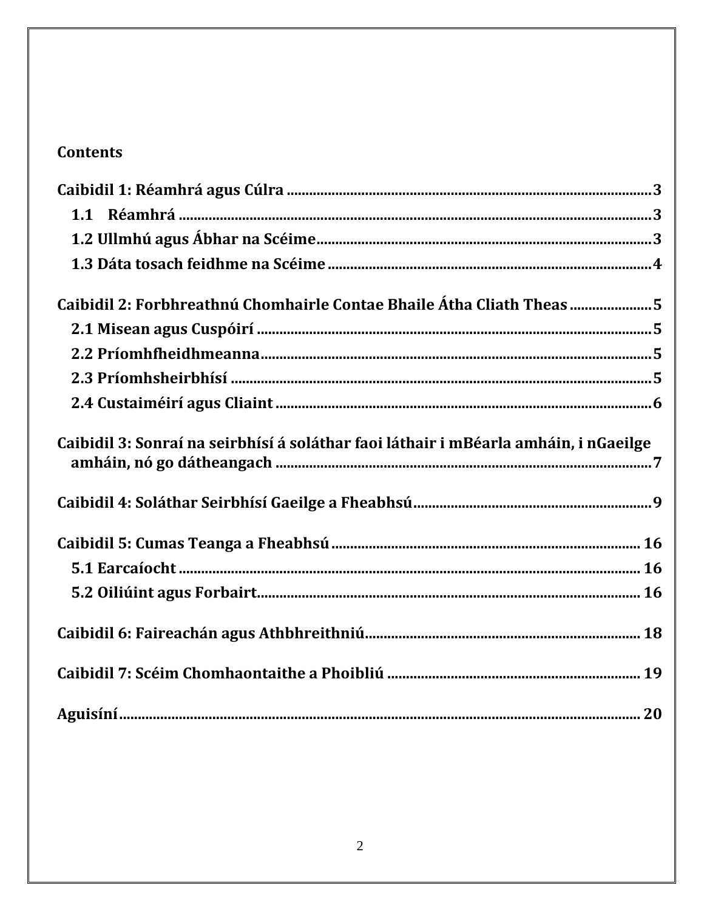## Contents

**Caibidil 1: Réamhrá agus Cúlra** ........................................................................................ 3

- **1.1 Réamhrá** ........................................................................................ 3
- **1.2 Ullmhú agus Ábhar na Scéime** ........................................................................................ 3
- **1.3 Dáta tosach feidhme na Scéime** ........................................................................................ 4

**Caibidil 2: Forbhreathnú Chomhairle Contae Bhaile Átha Cliath Theas** ........................ 5

- **2.1 Misean agus Cuspóirí** ........................................................................................ 5
- **2.2 Príomhfheidhmeanna** ........................................................................................ 5
- **2.3 Príomhsheirbhísí** ........................................................................................ 5
- **2.4 Custaiméirí agus Cliaint** ........................................................................................ 6

**Caibidil 3: Sonraí na seirbhísí á soláthar faoi láthair i mBéarla amháin, i nGaeilge amháin, nó go dátheangach** ........................................................................................ 7

**Caibidil 4: Soláthar Seirbhísí Gaeilge a Fheabhsú** ........................................................................................ 9

**Caibidil 5: Cumas Teanga a Fheabhsú** ........................................................................................ 16

- **5.1 Earcaíocht** ........................................................................................ 16
- **5.2 Oiliúint agus Forbairt** ........................................................................................ 16

**Caibidil 6: Faireachán agus Athbhreithniú** ........................................................................................ 18

**Caibidil 7: Scéim Chomhaontaithe a Phoibliú** ........................................................................................ 19

**Aguisíní** ........................................................................................ 20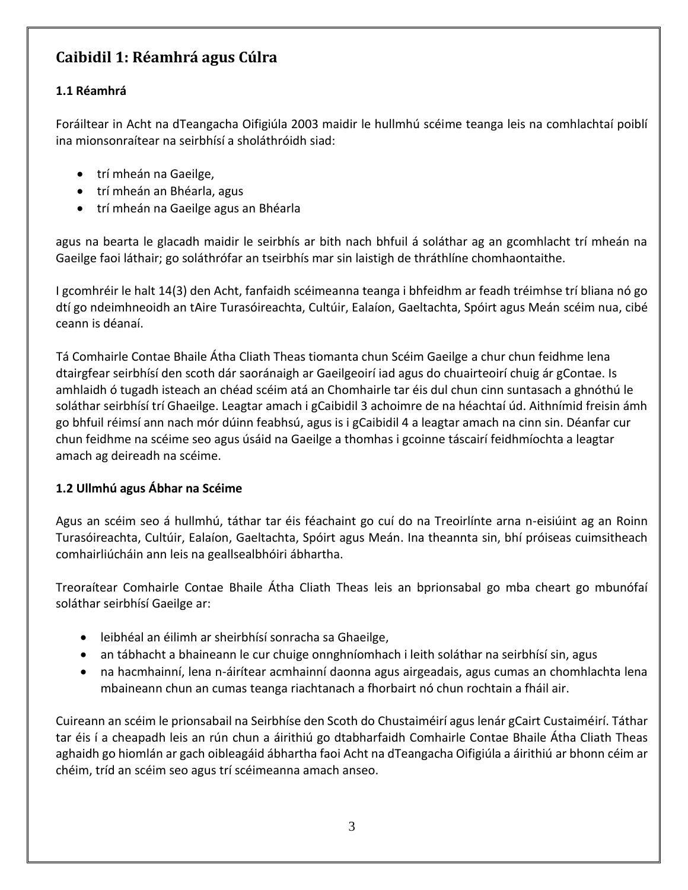## Caibidil 1: Réamhrá agus Cúlra

### 1.1 Réamhrá

Foráiltear in Acht na dTeangacha Oifigiúla 2003 maidir le hullmhú scéime teanga leis na comhlachtaí poiblí ina mionsonraítear na seirbhísí a sholáthróidh siad:

- trí mheán na Gaeilge,
- trí mheán an Bhéarla, agus
- trí mheán na Gaeilge agus an Bhéarla

agus na bearta le glacadh maidir le seirbhís ar bith nach bhfuil á soláthar ag an gcomhlacht trí mheán na Gaeilge faoi láthair; go soláthrófar an tseirbhís mar sin laistigh de thráthlíne chomhaontaithe.

I gcomhréir le halt 14(3) den Acht, fanfaidh scéimeanna teanga i bhfeidhm ar feadh tréimhse trí bliana nó go dtí go ndeimhneoidh an tAire Turasóireachta, Cultúir, Ealaíon, Gaeltachta, Spóirt agus Meán scéim nua, cibé ceann is déanaí.

Tá Comhairle Contae Bhaile Átha Cliath Theas tiomanta chun Scéim Gaeilge a chur chun feidhme lena dtairgfear seirbhísí den scoth dár saoránaigh ar Gaeilgeoirí iad agus do chuairteoirí chuig ár gContae. Is amhlaidh ó tugadh isteach an chéad scéim atá an Chomhairle tar éis dul chun cinn suntasach a ghnóthú le soláthar seirbhísí trí Ghaeilge. Leagtar amach i gCaibidil 3 achoimre de na héachtaí úd. Aithnímid freisin ámh go bhfuil réimsí ann nach mór dúinn feabhsú, agus is i gCaibidil 4 a leagtar amach na cinn sin. Déanfar cur chun feidhme na scéime seo agus úsáid na Gaeilge a thomhas i gcoinne táscairí feidhmíochta a leagtar amach ag deireadh na scéime.

### 1.2 Ullmhú agus Ábhar na Scéime

Agus an scéim seo á hullmhú, táthar tar éis féachaint go cuí do na Treoirlínte arna n-eisiúint ag an Roinn Turasóireachta, Cultúir, Ealaíon, Gaeltachta, Spóirt agus Meán. Ina theannta sin, bhí próiseas cuimsitheach comhairliúcháin ann leis na geallsealbhóiri ábhartha.

Treoraítear Comhairle Contae Bhaile Átha Cliath Theas leis an bprionsabal go mba cheart go mbunófaí soláthar seirbhísí Gaeilge ar:

- leibhéal an éilimh ar sheirbhísí sonracha sa Ghaeilge,
- an tábhacht a bhaineann le cur chuige onnghníomhach i leith soláthar na seirbhísí sin, agus
- na hacmhainní, lena n-áirítear acmhainní daonna agus airgeadais, agus cumas an chomhlachta lena mbaineann chun an cumas teanga riachtanach a fhorbairt nó chun rochtain a fháil air.

Cuireann an scéim le prionsabail na Seirbhíse den Scoth do Chustaiméirí agus lenár gCairt Custaiméirí. Táthar tar éis í a cheapadh leis an rún chun a áirithiú go dtabharfaidh Comhairle Contae Bhaile Átha Cliath Theas aghaidh go hiomlán ar gach oibleagáid ábhartha faoi Acht na dTeangacha Oifigiúla a áirithiú ar bhonn céim ar chéim, tríd an scéim seo agus trí scéimeanna amach anseo.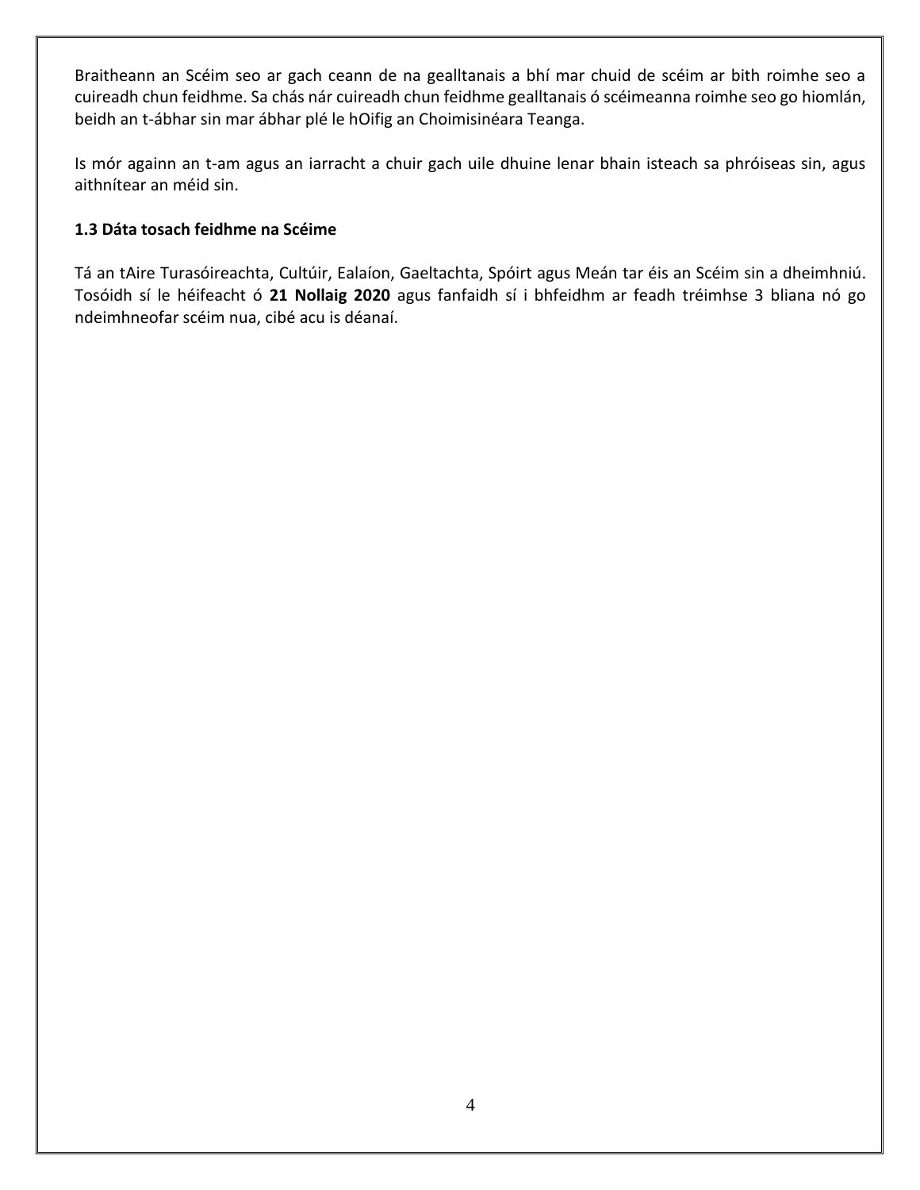Braitheann an Scéim seo ar gach ceann de na gealltanais a bhí mar chuid de scéim ar bith roimhe seo a cuireadh chun feidhme. Sa chás nár cuireadh chun feidhme gealltanais ó scéimeanna roimhe seo go hiomlán, beidh an t-ábhar sin mar ábhar plé le hOifig an Choimisinéara Teanga.

Is mór againn an t-am agus an iarracht a chuir gach uile dhuine lenar bhain isteach sa phróiseas sin, agus aithnítear an méid sin.

### 1.3 Dáta tosach feidhme na Scéime

Tá an tAire Turasóireachta, Cultúir, Ealaíon, Gaeltachta, Spóirt agus Meán tar éis an Scéim sin a dheimhniú. Tosóidh sí le héifeacht ó **21 Nollaig 2020** agus fanfaidh sí i bhfeidhm ar feadh tréimhse 3 bliana nó go ndeimhneofar scéim nua, cibé acu is déanaí.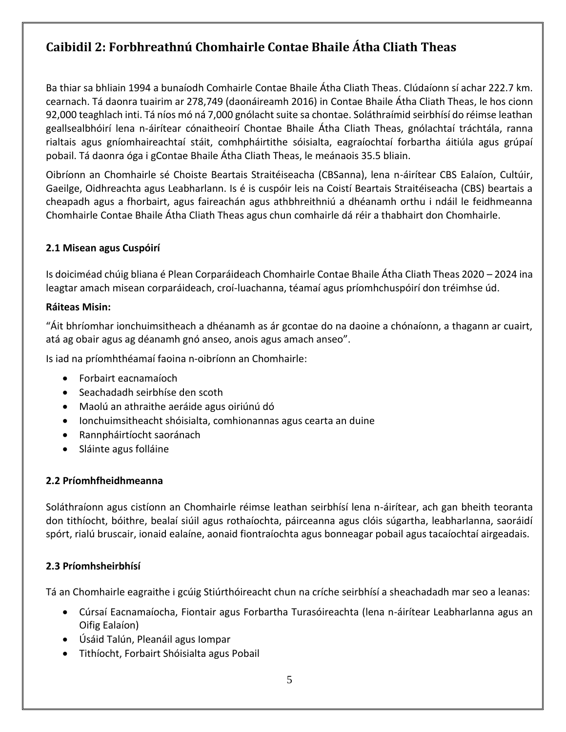## Caibidil 2: Forbhreathnú Chomhairle Contae Bhaile Átha Cliath Theas

Ba thiar sa bhliain 1994 a bunaíodh Comhairle Contae Bhaile Átha Cliath Theas. Clúdaíonn sí achar 222.7 km. cearnach. Tá daonra tuairim ar 278,749 (daonáireamh 2016) in Contae Bhaile Átha Cliath Theas, le hos cionn 92,000 teaghlach inti. Tá níos mó ná 7,000 gnólacht suite sa chontae. Soláthraímid seirbhísí do réimse leathan geallsealbhóirí lena n-áirítear cónaitheoirí Chontae Bhaile Átha Cliath Theas, gnólachtaí tráchtála, ranna rialtais agus gníomhaireachtaí stáit, comhpháirtithe sóisialta, eagraíochtaí forbartha áitiúla agus grúpaí pobail. Tá daonra óga i gContae Bhaile Átha Cliath Theas, le meánaois 35.5 bliain.

Oibríonn an Chomhairle sé Choiste Beartais Straitéiseacha (CBSanna), lena n-áirítear CBS Ealaíon, Cultúir, Gaeilge, Oidhreachta agus Leabharlann. Is é is cuspóir leis na Coistí Beartais Straitéiseacha (CBS) beartais a cheapadh agus a fhorbairt, agus faireachán agus athbhreithniú a dhéanamh orthu i ndáil le feidhmeanna Chomhairle Contae Bhaile Átha Cliath Theas agus chun comhairle dá réir a thabhairt don Chomhairle.

### 2.1 Misean agus Cuspóirí

Is doiciméad chúig bliana é Plean Corparáideach Chomhairle Contae Bhaile Átha Cliath Theas 2020 – 2024 ina leagtar amach misean corparáideach, croí-luachanna, téamaí agus príomhchuspóirí don tréimhse úd.

**Ráiteas Misin:**

"Áit bhríomhar ionchuimsitheach a dhéanamh as ár gcontae do na daoine a chónaíonn, a thagann ar cuairt, atá ag obair agus ag déanamh gnó anseo, anois agus amach anseo".

Is iad na príomhthéamaí faoina n-oibríonn an Chomhairle:

- Forbairt eacnamaíoch
- Seachadadh seirbhíse den scoth
- Maolú an athraithe aeráide agus oiriúnú dó
- Ionchuimsitheacht shóisialta, comhionannas agus cearta an duine
- Rannpháirtíocht saoránach
- Sláinte agus folláine

### 2.2 Príomhfheidhmeanna

Soláthraíonn agus cistíonn an Chomhairle réimse leathan seirbhísí lena n-áirítear, ach gan bheith teoranta don tithíocht, bóithre, bealaí siúil agus rothaíochta, páirceanna agus clóis súgartha, leabharlanna, saoráidí spórt, rialú bruscair, ionaid ealaíne, aonaid fiontraíochta agus bonneagar pobail agus tacaíochtaí airgeadais.

### 2.3 Príomhsheirbhísí

Tá an Chomhairle eagraithe i gcúig Stiúrthóireacht chun na críche seirbhísí a sheachadadh mar seo a leanas:

- Cúrsaí Eacnamaíocha, Fiontair agus Forbartha Turasóireachta (lena n-áirítear Leabharlanna agus an Oifig Ealaíon)
- Úsáid Talún, Pleanáil agus Iompar
- Tithíocht, Forbairt Shóisialta agus Pobail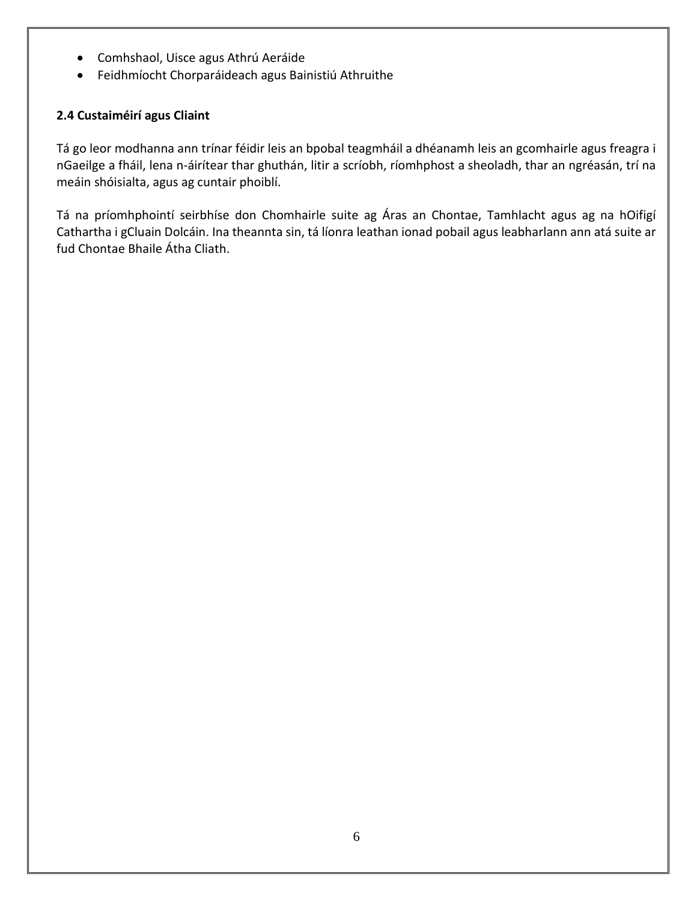- Comhshaol, Uisce agus Athrú Aeráide
- Feidhmíocht Chorparáideach agus Bainistiú Athruithe

### 2.4 Custaiméirí agus Cliaint

Tá go leor modhanna ann trínar féidir leis an bpobal teagmháil a dhéanamh leis an gcomhairle agus freagra i nGaeilge a fháil, lena n-áirítear thar ghuthán, litir a scríobh, ríomhphost a sheoladh, thar an ngréasán, trí na meáin shóisialta, agus ag cuntair phoiblí.

Tá na príomhphointí seirbhíse don Chomhairle suite ag Áras an Chontae, Tamhlacht agus ag na hOifigí Cathartha i gCluain Dolcáin. Ina theannta sin, tá líonra leathan ionad pobail agus leabharlann ann atá suite ar fud Chontae Bhaile Átha Cliath.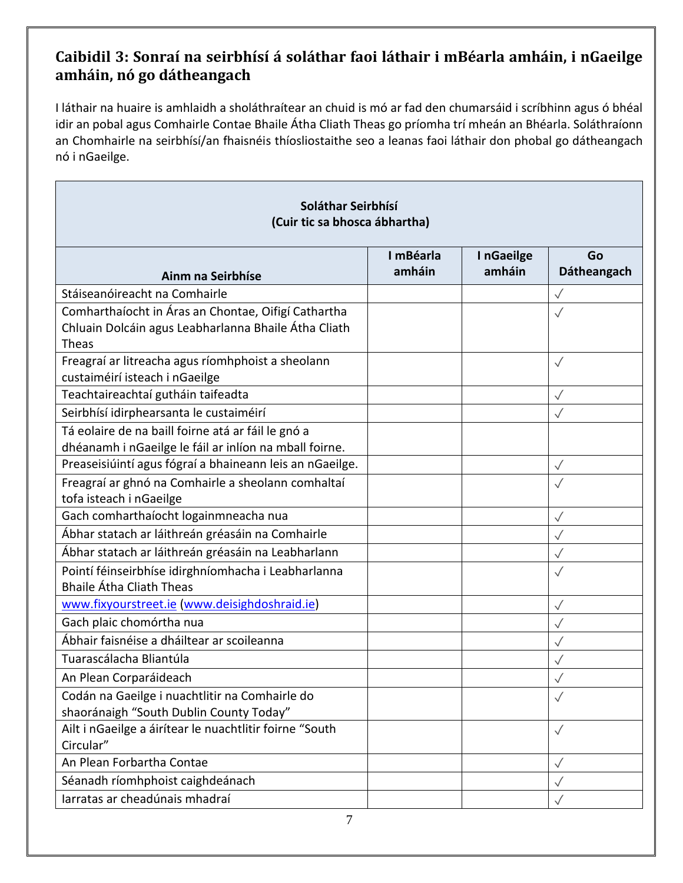## Caibidil 3: Sonraí na seirbhísí á soláthar faoi láthair i mBéarla amháin, i nGaeilge amháin, nó go dátheangach

I láthair na huaire is amhlaidh a sholáthraítear an chuid is mó ar fad den chumarsáid i scríbhinn agus ó bhéal idir an pobal agus Comhairle Contae Bhaile Átha Cliath Theas go príomha trí mheán an Bhéarla. Soláthraíonn an Chomhairle na seirbhísí/an fhaisnéis thíosliostaithe seo a leanas faoi láthair don phobal go dátheangach nó i nGaeilge.

| Soláthar Seirbhísí (Cuir tic sa bhosca ábhartha) | | | |
|---|---|---|---|
| **Ainm na Seirbhíse** | **I mBéarla amháin** | **I nGaeilge amháin** | **Go Dátheangach** |
| Stáiseanóireacht na Comhairle | | | ✓ |
| Comharthaíocht in Áras an Chontae, Oifigí Cathartha Chluain Dolcáin agus Leabharlanna Bhaile Átha Cliath Theas | | | ✓ |
| Freagraí ar litreacha agus ríomhphoist a sheolann custaiméirí isteach i nGaeilge | | | ✓ |
| Teachtaireachtaí gutháin taifeadta | | | ✓ |
| Seirbhísí idirphearsanta le custaiméirí | | | ✓ |
| Tá eolaire de na baill foirne atá ar fáil le gnó a dhéanamh i nGaeilge le fáil ar inlíon na mball foirne. | | | |
| Preaseisiúintí agus fógraí a bhaineann leis an nGaeilge. | | | ✓ |
| Freagraí ar ghnó na Comhairle a sheolann comhaltaí tofa isteach i nGaeilge | | | ✓ |
| Gach comharthaíocht logainmneacha nua | | | ✓ |
| Ábhar statach ar láithreán gréasáin na Comhairle | | | ✓ |
| Ábhar statach ar láithreán gréasáin na Leabharlann | | | ✓ |
| Pointí féinseirbhíse idirghníomhacha i Leabharlanna Bhaile Átha Cliath Theas | | | ✓ |
| www.fixyourstreet.ie (www.deisighdoshraid.ie) | | | ✓ |
| Gach plaic chomórtha nua | | | ✓ |
| Ábhair faisnéise a dháiltear ar scoileanna | | | ✓ |
| Tuarascálacha Bliantúla | | | ✓ |
| An Plean Corparáideach | | | ✓ |
| Codán na Gaeilge i nuachtlitir na Comhairle do shaoránaigh "South Dublin County Today" | | | ✓ |
| Ailt i nGaeilge a áirítear le nuachtlitir foirne "South Circular" | | | ✓ |
| An Plean Forbartha Contae | | | ✓ |
| Séanadh ríomhphoist caighdeánach | | | ✓ |
| Iarratas ar cheadúnais mhadraí | | | ✓ |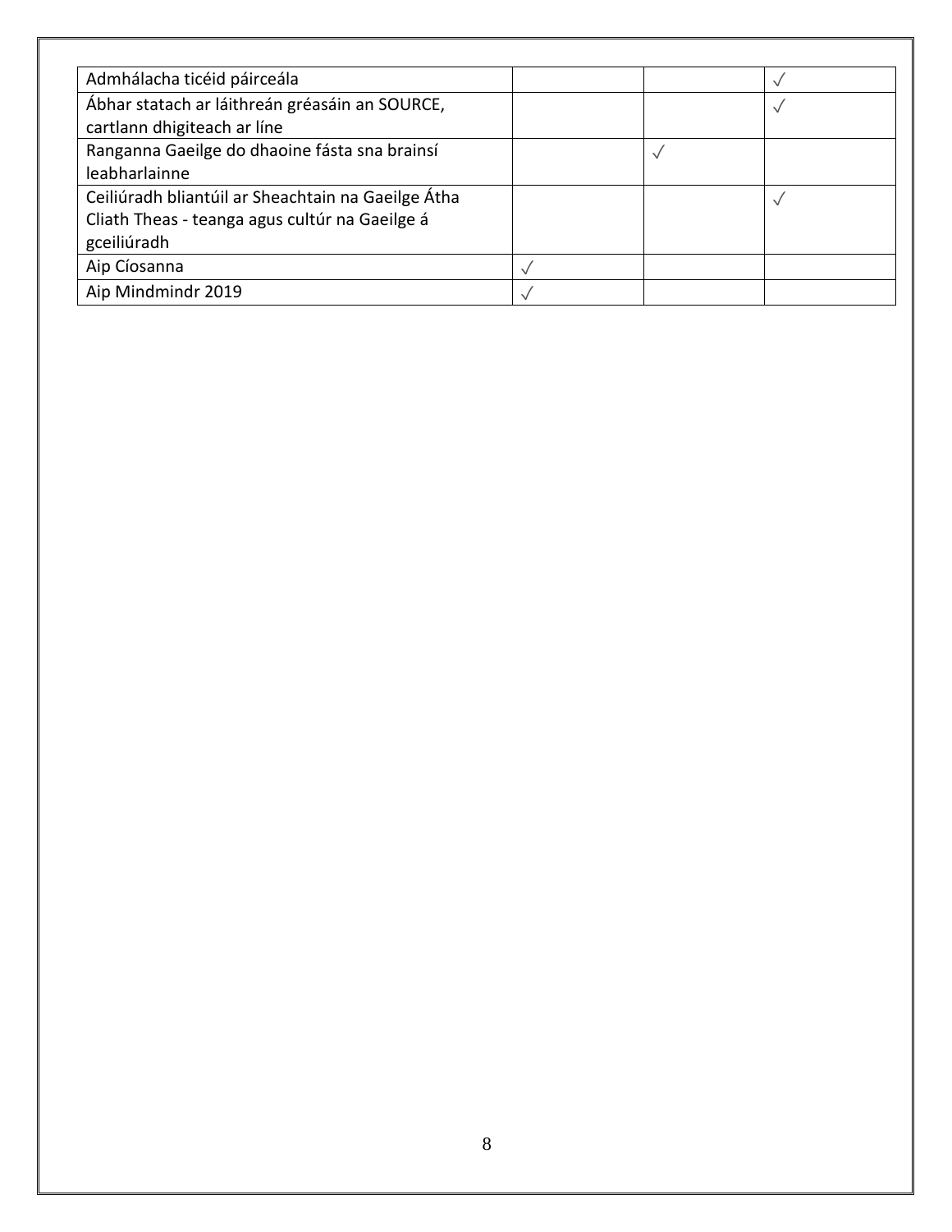| | | | |
|---|---|---|---|
| Admhálacha ticéid páirceála | | | ✓ |
| Ábhar statach ar láithreán gréasáin an SOURCE, cartlann dhigiteach ar líne | | | ✓ |
| Ranganna Gaeilge do dhaoine fásta sna brainsí leabharlainne | | ✓ | |
| Ceiliúradh bliantúil ar Sheachtain na Gaeilge Átha Cliath Theas - teanga agus cultúr na Gaeilge á gceiliúradh | | | ✓ |
| Aip Cíosanna | ✓ | | |
| Aip Mindmindr 2019 | ✓ | | |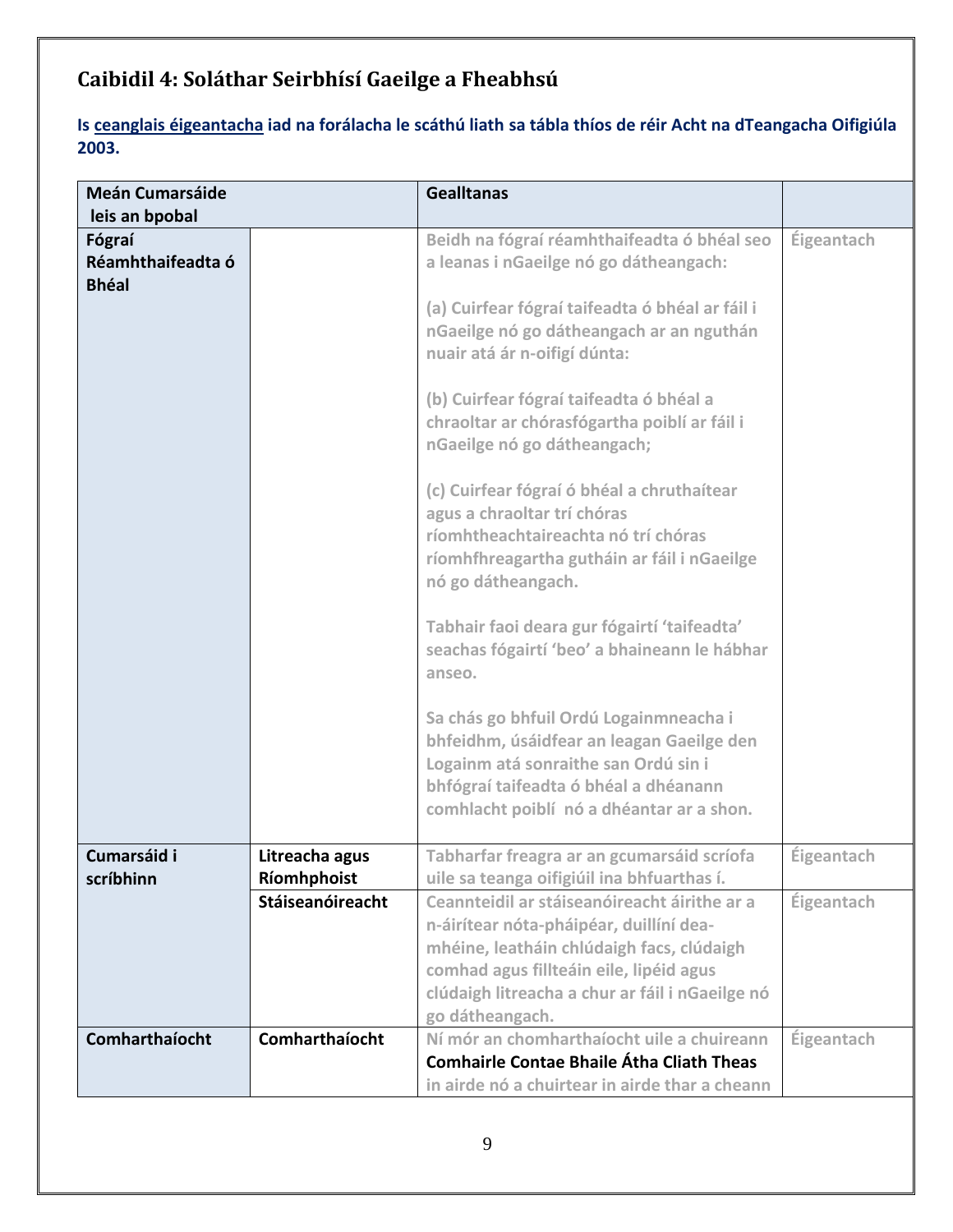## Caibidil 4: Soláthar Seirbhísí Gaeilge a Fheabhsú

**Is <u>ceanglais éigeantacha</u> iad na forálacha le scáthú liath sa tábla thíos de réir Acht na dTeangacha Oifigiúla 2003.**

| Meán Cumarsáide leis an bpobal | | Gealltanas | |
|---|---|---|---|
| **Fógraí Réamhthaifeadta ó Bhéal** | | Beidh na fógraí réamhthaifeadta ó bhéal seo a leanas i nGaeilge nó go dátheangach:<br><br>(a) Cuirfear fógraí taifeadta ó bhéal ar fáil i nGaeilge nó go dátheangach ar an nguthán nuair atá ár n-oifigí dúnta:<br><br>(b) Cuirfear fógraí taifeadta ó bhéal a chraoltar ar chórasfógartha poiblí ar fáil i nGaeilge nó go dátheangach;<br><br>(c) Cuirfear fógraí ó bhéal a chruthaítear agus a chraoltar trí chóras ríomhtheachtaireachta nó trí chóras ríomhfhreagartha gutháin ar fáil i nGaeilge nó go dátheangach.<br><br>Tabhair faoi deara gur fógairtí 'taifeadta' seachas fógairtí 'beo' a bhaineann le hábhar anseo.<br><br>Sa chás go bhfuil Ordú Logainmneacha i bhfeidhm, úsáidfear an leagan Gaeilge den Logainm atá sonraithe san Ordú sin i bhfógraí taifeadta ó bhéal a dhéanann comhlacht poiblí nó a dhéantar ar a shon. | Éigeantach |
| **Cumarsáid i scríbhinn** | **Litreacha agus Ríomhphoist** | Tabharfar freagra ar an gcumarsáid scríofa uile sa teanga oifigiúil ina bhfuarthas í. | Éigeantach |
| | **Stáiseanóireacht** | Ceannteidil ar stáiseanóireacht áirithe ar a n-áirítear nóta-pháipéar, duillíní dea-mhéine, leatháin chlúdaigh facs, clúdaigh comhad agus fillteáin eile, lipéid agus clúdaigh litreacha a chur ar fáil i nGaeilge nó go dátheangach. | Éigeantach |
| **Comharthaíocht** | **Comharthaíocht** | Ní mór an chomharthaíocht uile a chuireann **Comhairle Contae Bhaile Átha Cliath Theas** in airde nó a chuirtear in airde thar a cheann | Éigeantach |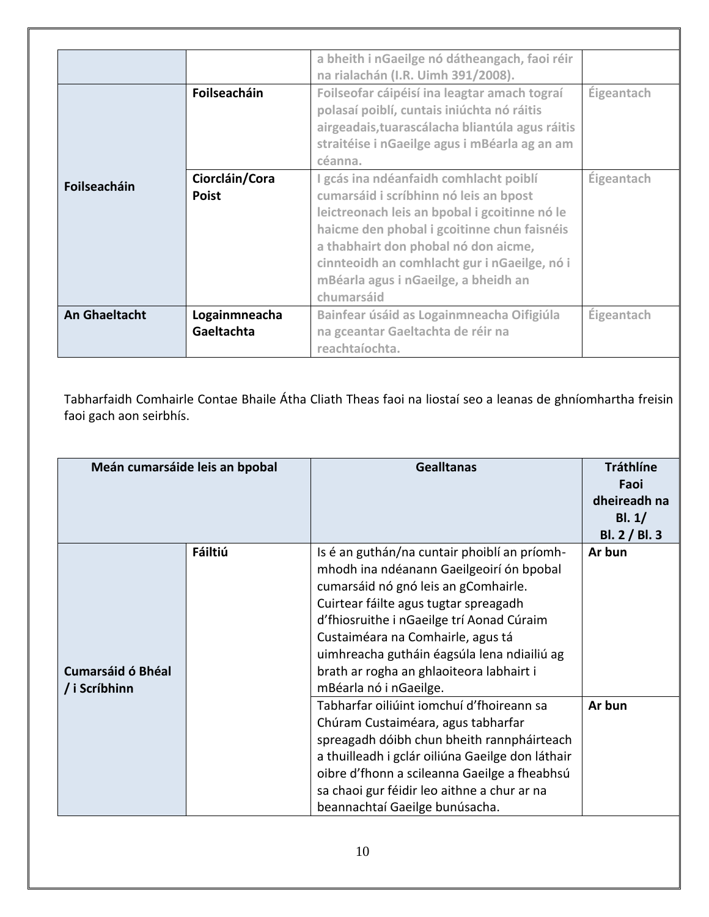| | | a bheith i nGaeilge nó dátheangach, faoi réir na rialachán (I.R. Uimh 391/2008). | |
|---|---|---|---|
| Foilseacháin | Foilseacháin | Foilseofar cáipéisí ina leagtar amach tograí polasaí poiblí, cuntais iniúchta nó ráitis airgeadais,tuarascálacha bliantúla agus ráitis straitéise i nGaeilge agus i mBéarla ag an am céanna. | Éigeantach |
| | Ciorcláin/Cora Poist | I gcás ina ndéanfaidh comhlacht poiblí cumarsáid i scríbhinn nó leis an bpost leictreonach leis an bpobal i gcoitinne nó le haicme den phobal i gcoitinne chun faisnéis a thabhairt don phobal nó don aicme, cinnteoidh an comhlacht gur i nGaeilge, nó i mBéarla agus i nGaeilge, a bheidh an chumarsáid | Éigeantach |
| An Ghaeltacht | Logainmneacha Gaeltachta | Bainfear úsáid as Logainmneacha Oifigiúla na gceantar Gaeltachta de réir na reachtaíochta. | Éigeantach |

Tabharfaidh Comhairle Contae Bhaile Átha Cliath Theas faoi na liostaí seo a leanas de ghníomhartha freisin faoi gach aon seirbhís.

| Meán cumarsáide leis an bpobal | | Gealltanas | Tráthlíne Faoi dheireadh na Bl. 1/ Bl. 2 / Bl. 3 |
|---|---|---|---|
| Cumarsáid ó Bhéal / i Scríbhinn | Fáiltiú | Is é an guthán/na cuntair phoiblí an príomh-mhodh ina ndéanann Gaeilgeoirí ón bpobal cumarsáid nó gnó leis an gComhairle. Cuirtear fáilte agus tugtar spreagadh d'fhiosruithe i nGaeilge trí Aonad Cúraim Custaiméara na Comhairle, agus tá uimhreacha gutháin éagsúla lena ndiailiú ag brath ar rogha an ghlaoiteora labhairt i mBéarla nó i nGaeilge. | Ar bun |
| | | Tabharfar oiliúint iomchuí d'fhoireann sa Chúram Custaiméara, agus tabharfar spreagadh dóibh chun bheith rannpháirteach a thuilleadh i gclár oiliúna Gaeilge don láthair oibre d'fhonn a scileanna Gaeilge a fheabhsú sa chaoi gur féidir leo aithne a chur ar na beannachtaí Gaeilge bunúsacha. | Ar bun |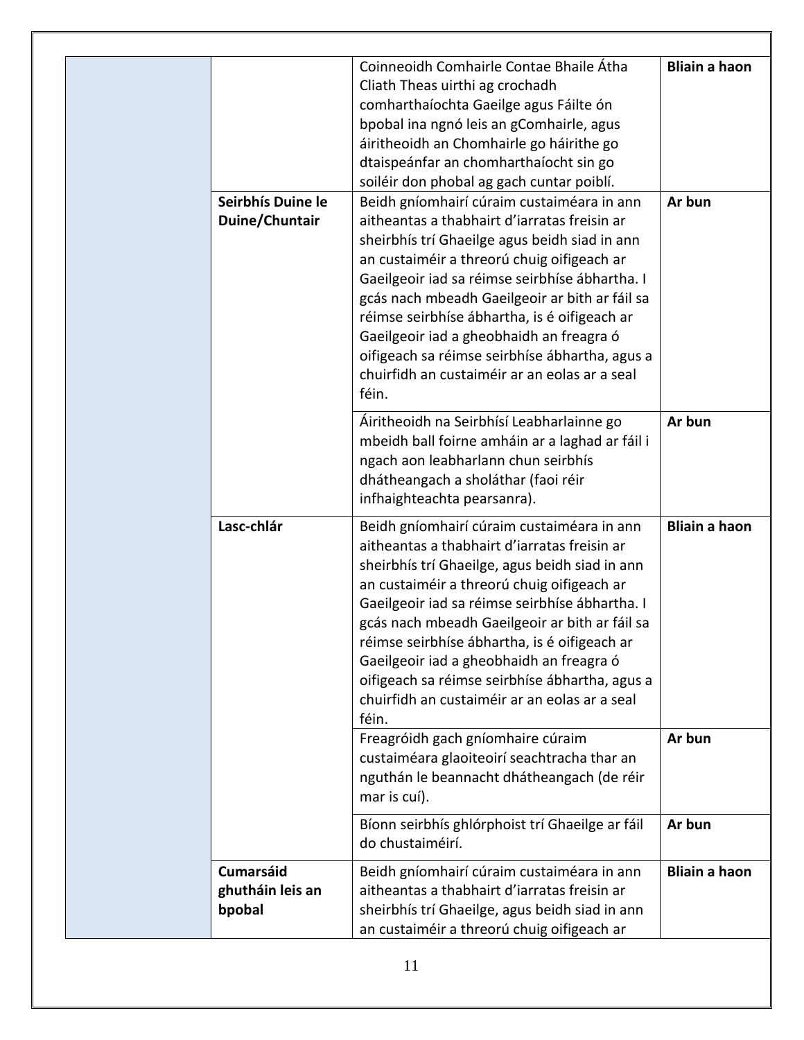| | | | |
|---|---|---|---|
| | | Coinneoidh Comhairle Contae Bhaile Átha Cliath Theas uirthi ag crochadh comharthaíochta Gaeilge agus Fáilte ón bpobal ina ngnó leis an gComhairle, agus áiritheoidh an Chomhairle go háirithe go dtaispeánfar an chomharthaíocht sin go soiléir don phobal ag gach cuntar poiblí. | **Bliain a haon** |
| | **Seirbhís Duine le Duine/Chuntair** | Beidh gníomhairí cúraim custaiméara in ann aitheantas a thabhairt d'iarratas freisin ar sheirbhís trí Ghaeilge agus beidh siad in ann an custaiméir a threorú chuig oifigeach ar Gaeilgeoir iad sa réimse seirbhíse ábhartha. I gcás nach mbeadh Gaeilgeoir ar bith ar fáil sa réimse seirbhíse ábhartha, is é oifigeach ar Gaeilgeoir iad a gheobhaidh an freagra ó oifigeach sa réimse seirbhíse ábhartha, agus a chuirfidh an custaiméir ar an eolas ar a seal féin. | **Ar bun** |
| | | Áiritheoidh na Seirbhísí Leabharlainne go mbeidh ball foirne amháin ar a laghad ar fáil i ngach aon leabharlann chun seirbhís dhátheangach a sholáthar (faoi réir infhaighteachta pearsanra). | **Ar bun** |
| | **Lasc-chlár** | Beidh gníomhairí cúraim custaiméara in ann aitheantas a thabhairt d'iarratas freisin ar sheirbhís trí Ghaeilge, agus beidh siad in ann an custaiméir a threorú chuig oifigeach ar Gaeilgeoir iad sa réimse seirbhíse ábhartha. I gcás nach mbeadh Gaeilgeoir ar bith ar fáil sa réimse seirbhíse ábhartha, is é oifigeach ar Gaeilgeoir iad a gheobhaidh an freagra ó oifigeach sa réimse seirbhíse ábhartha, agus a chuirfidh an custaiméir ar an eolas ar a seal féin. | **Bliain a haon** |
| | | Freagróidh gach gníomhaire cúraim custaiméara glaoiteoirí seachtracha thar an nguthán le beannacht dhátheangach (de réir mar is cuí). | **Ar bun** |
| | | Bíonn seirbhís ghlórphoist trí Ghaeilge ar fáil do chustaiméirí. | **Ar bun** |
| | **Cumarsáid ghutháin leis an bpobal** | Beidh gníomhairí cúraim custaiméara in ann aitheantas a thabhairt d'iarratas freisin ar sheirbhís trí Ghaeilge, agus beidh siad in ann an custaiméir a threorú chuig oifigeach ar | **Bliain a haon** |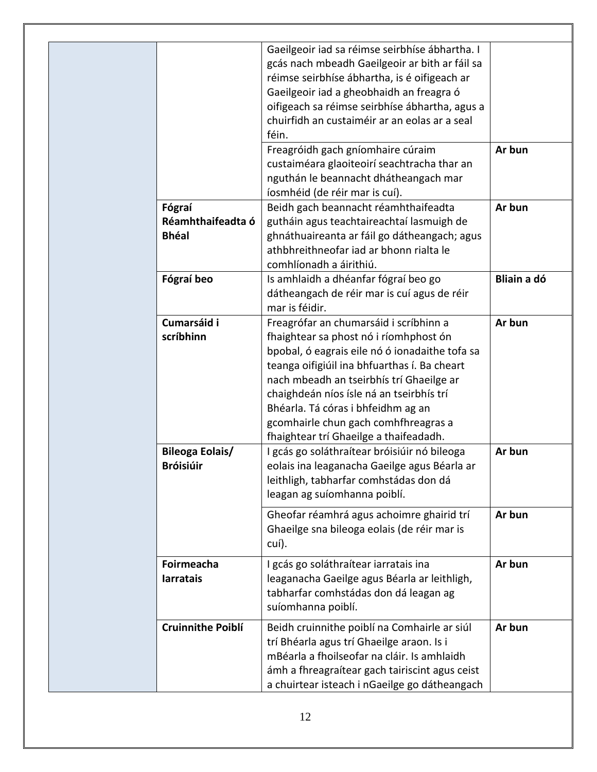| | | | |
|---|---|---|---|
| | | Gaeilgeoir iad sa réimse seirbhíse ábhartha. I gcás nach mbeadh Gaeilgeoir ar bith ar fáil sa réimse seirbhíse ábhartha, is é oifigeach ar Gaeilgeoir iad a gheobhaidh an freagra ó oifigeach sa réimse seirbhíse ábhartha, agus a chuirfidh an custaiméir ar an eolas ar a seal féin. | |
| | | Freagróidh gach gníomhaire cúraim custaiméara glaoiteoirí seachtracha thar an nguthán le beannacht dhátheangach mar íosmhéid (de réir mar is cuí). | **Ar bun** |
| | **Fógraí Réamhthaifeadta ó Bhéal** | Beidh gach beannacht réamhthaifeadta gutháin agus teachtaireachtaí lasmuigh de ghnáthuaireanta ar fáil go dátheangach; agus athbhreithneofar iad ar bhonn rialta le comhlíonadh a áirithiú. | **Ar bun** |
| | **Fógraí beo** | Is amhlaidh a dhéanfar fógraí beo go dátheangach de réir mar is cuí agus de réir mar is féidir. | **Bliain a dó** |
| | **Cumarsáid i scríbhinn** | Freagrófar an chumarsáid i scríbhinn a fhaightear sa phost nó i ríomhphost ón bpobal, ó eagrais eile nó ó ionadaithe tofa sa teanga oifigiúil ina bhfuarthas í. Ba cheart nach mbeadh an tseirbhís trí Ghaeilge ar chaighdeán níos ísle ná an tseirbhís trí Bhéarla. Tá córas i bhfeidhm ag an gcomhairle chun gach comhfhreagras a fhaightear trí Ghaeilge a thaifeadadh. | **Ar bun** |
| | **Bileoga Eolais/ Bróisiúir** | I gcás go soláthraítear bróisiúir nó bileoga eolais ina leaganacha Gaeilge agus Béarla ar leithligh, tabharfar comhstádas don dá leagan ag suíomhanna poiblí. | **Ar bun** |
| | | Gheofar réamhrá agus achoimre ghairid trí Ghaeilge sna bileoga eolais (de réir mar is cuí). | **Ar bun** |
| | **Foirmeacha Iarratais** | I gcás go soláthraítear iarratais ina leaganacha Gaeilge agus Béarla ar leithligh, tabharfar comhstádas don dá leagan ag suíomhanna poiblí. | **Ar bun** |
| | **Cruinnithe Poiblí** | Beidh cruinnithe poiblí na Comhairle ar siúl trí Bhéarla agus trí Ghaeilge araon. Is i mBéarla a fhoilseofar na cláir. Is amhlaidh ámh a fhreagraítear gach tairiscint agus ceist a chuirtear isteach i nGaeilge go dátheangach | **Ar bun** |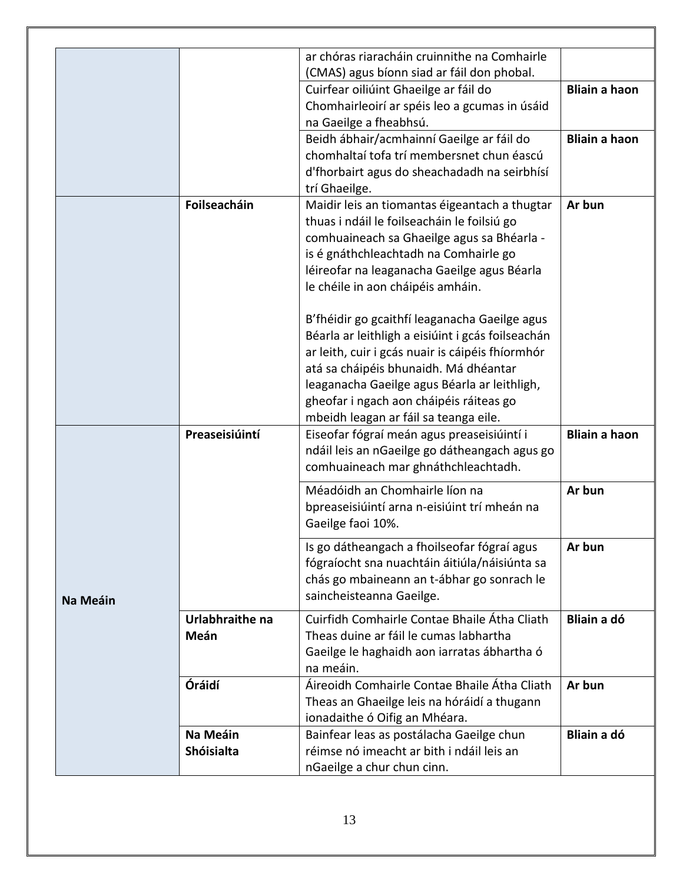| | | | |
|---|---|---|---|
| | | ar chóras riaracháin cruinnithe na Comhairle (CMAS) agus bíonn siad ar fáil don phobal. | |
| | | Cuirfear oiliúint Ghaeilge ar fáil do Chomhairleoirí ar spéis leo a gcumas in úsáid na Gaeilge a fheabhsú. | **Bliain a haon** |
| | | Beidh ábhair/acmhainní Gaeilge ar fáil do chomhaltaí tofa trí membersnet chun éascú d'fhorbairt agus do sheachadadh na seirbhísí trí Ghaeilge. | **Bliain a haon** |
| | **Foilseacháin** | Maidir leis an tiomantas éigeantach a thugtar thuas i ndáil le foilseacháin le foilsiú go comhuaineach sa Ghaeilge agus sa Bhéarla - is é gnáthchleachtadh na Comhairle go léireofar na leaganacha Gaeilge agus Béarla le chéile in aon cháipéis amháin.<br><br>B'fhéidir go gcaithfí leaganacha Gaeilge agus Béarla ar leithligh a eisiúint i gcás foilseachán ar leith, cuir i gcás nuair is cáipéis fhíormhór atá sa cháipéis bhunaidh. Má dhéantar leaganacha Gaeilge agus Béarla ar leithligh, gheofar i ngach aon cháipéis ráiteas go mbeidh leagan ar fáil sa teanga eile. | **Ar bun** |
| **Na Meáin** | **Preaseisiúintí** | Eiseofar fógraí meán agus preaseisiúintí i ndáil leis an nGaeilge go dátheangach agus go comhuaineach mar ghnáthchleachtadh. | **Bliain a haon** |
| | | Méadóidh an Chomhairle líon na bpreaseisiúintí arna n-eisiúint trí mheán na Gaeilge faoi 10%. | **Ar bun** |
| | | Is go dátheangach a fhoilseofar fógraí agus fógraíocht sna nuachtáin áitiúla/náisiúnta sa chás go mbaineann an t-ábhar go sonrach le saincheisteanna Gaeilge. | **Ar bun** |
| | **Urlabhraithe na Meán** | Cuirfidh Comhairle Contae Bhaile Átha Cliath Theas duine ar fáil le cumas labhartha Gaeilge le haghaidh aon iarratas ábhartha ó na meáin. | **Bliain a dó** |
| | **Óráidí** | Áireoidh Comhairle Contae Bhaile Átha Cliath Theas an Ghaeilge leis na hóráidí a thugann ionadaithe ó Oifig an Mhéara. | **Ar bun** |
| | **Na Meáin Shóisialta** | Bainfear leas as postálacha Gaeilge chun réimse nó imeacht ar bith i ndáil leis an nGaeilge a chur chun cinn. | **Bliain a dó** |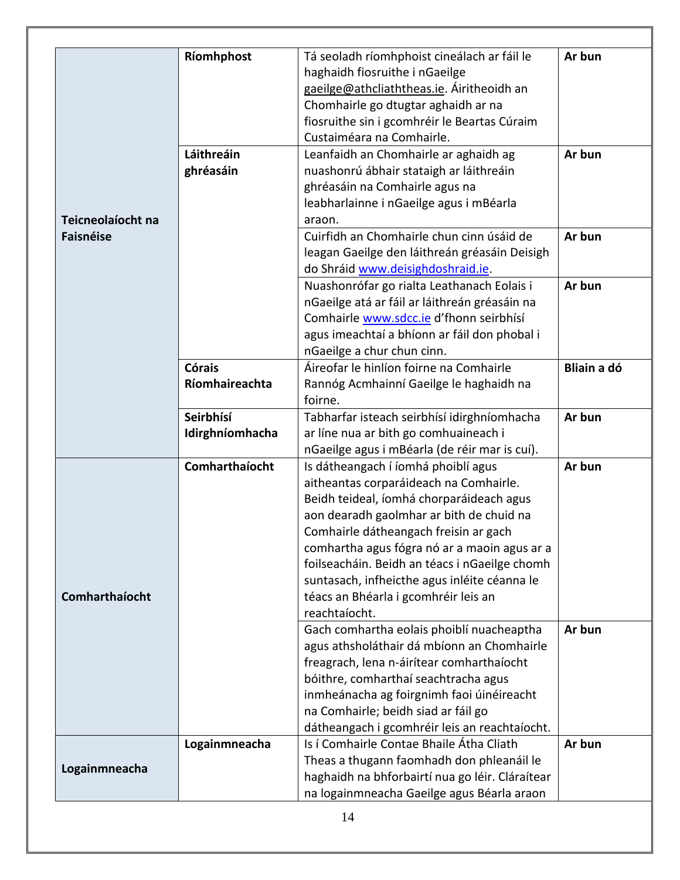| | | | |
|---|---|---|---|
| **Teicneolaíocht na Faisnéise** | **Ríomhphost** | Tá seoladh ríomhphoist cineálach ar fáil le haghaidh fiosruithe i nGaeilge gaeilge@athcliaththeas.ie. Áiritheoidh an Chomhairle go dtugtar aghaidh ar na fiosruithe sin i gcomhréir le Beartas Cúraim Custaiméara na Comhairle. | **Ar bun** |
| | **Láithreáin ghréasáin** | Leanfaidh an Chomhairle ar aghaidh ag nuashonrú ábhair stataigh ar láithreáin ghréasáin na Comhairle agus na leabharlainne i nGaeilge agus i mBéarla araon. | **Ar bun** |
| | | Cuirfidh an Chomhairle chun cinn úsáid de leagan Gaeilge den láithreán gréasáin Deisigh do Shráid www.deisighdoshraid.ie. | **Ar bun** |
| | | Nuashonrófar go rialta Leathanach Eolais i nGaeilge atá ar fáil ar láithreán gréasáin na Comhairle www.sdcc.ie d'fhonn seirbhísí agus imeachtaí a bhíonn ar fáil don phobal i nGaeilge a chur chun cinn. | **Ar bun** |
| | **Córais Ríomhaireachta** | Áireofar le hinlíon foirne na Comhairle Rannóg Acmhainní Gaeilge le haghaidh na foirne. | **Bliain a dó** |
| | **Seirbhísí Idirghníomhacha** | Tabharfar isteach seirbhísí idirghníomhacha ar líne nua ar bith go comhuaineach i nGaeilge agus i mBéarla (de réir mar is cuí). | **Ar bun** |
| **Comharthaíocht** | **Comharthaíocht** | Is dátheangach í íomhá phoiblí agus aitheantas corparáideach na Comhairle. Beidh teideal, íomhá chorparáideach agus aon dearadh gaolmhar ar bith de chuid na Comhairle dátheangach freisin ar gach comhartha agus fógra nó ar a maoin agus ar a foilseacháin. Beidh an téacs i nGaeilge chomh suntasach, infheicthe agus inléite céanna le téacs an Bhéarla i gcomhréir leis an reachtaíocht. | **Ar bun** |
| | | Gach comhartha eolais phoiblí nuacheaptha agus athsholáthair dá mbíonn an Chomhairle freagrach, lena n-áirítear comharthaíocht bóithre, comharthaí seachtracha agus inmheánacha ag foirgnimh faoi úinéireacht na Comhairle; beidh siad ar fáil go dátheangach i gcomhréir leis an reachtaíocht. | **Ar bun** |
| **Logainmneacha** | **Logainmneacha** | Is í Comhairle Contae Bhaile Átha Cliath Theas a thugann faomhadh don phleanáil le haghaidh na bhforbairtí nua go léir. Cláraítear na logainmneacha Gaeilge agus Béarla araon | **Ar bun** |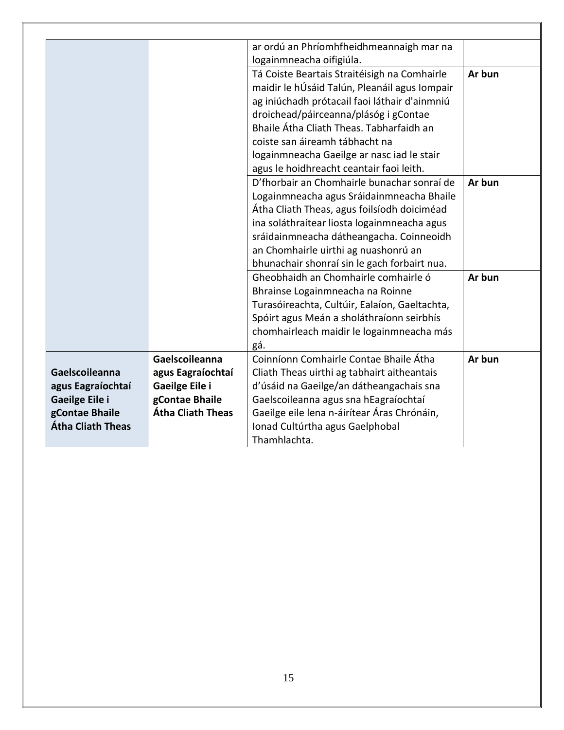| | | | |
|---|---|---|---|
| | | ar ordú an Phríomhfheidhmeannaigh mar na logainmneacha oifigiúla. | |
| | | Tá Coiste Beartais Straitéisigh na Comhairle maidir le hÚsáid Talún, Pleanáil agus Iompair ag iniúchadh prótacail faoi láthair d'ainmniú droichead/páirceanna/plásóg i gContae Bhaile Átha Cliath Theas. Tabharfaidh an coiste san áireamh tábhacht na logainmneacha Gaeilge ar nasc iad le stair agus le hoidhreacht ceantair faoi leith. | **Ar bun** |
| | | D'fhorbair an Chomhairle bunachar sonraí de Logainmneacha agus Sráidainmneacha Bhaile Átha Cliath Theas, agus foilsíodh doiciméad ina soláthraítear liosta logainmneacha agus sráidainmneacha dátheangacha. Coinneoidh an Chomhairle uirthi ag nuashonrú an bhunachair shonraí sin le gach forbairt nua. | **Ar bun** |
| | | Gheobhaidh an Chomhairle comhairle ó Bhrainse Logainmneacha na Roinne Turasóireachta, Cultúir, Ealaíon, Gaeltachta, Spóirt agus Meán a sholáthraíonn seirbhís chomhairleach maidir le logainmneacha más gá. | **Ar bun** |
| **Gaelscoileanna agus Eagraíochtaí Gaeilge Eile i gContae Bhaile Átha Cliath Theas** | **Gaelscoileanna agus Eagraíochtaí Gaeilge Eile i gContae Bhaile Átha Cliath Theas** | Coinníonn Comhairle Contae Bhaile Átha Cliath Theas uirthi ag tabhairt aitheantais d'úsáid na Gaeilge/an dátheangachais sna Gaelscoileanna agus sna hEagraíochtaí Gaeilge eile lena n-áirítear Áras Chrónáin, Ionad Cultúrtha agus Gaelphobal Thamhlachta. | **Ar bun** |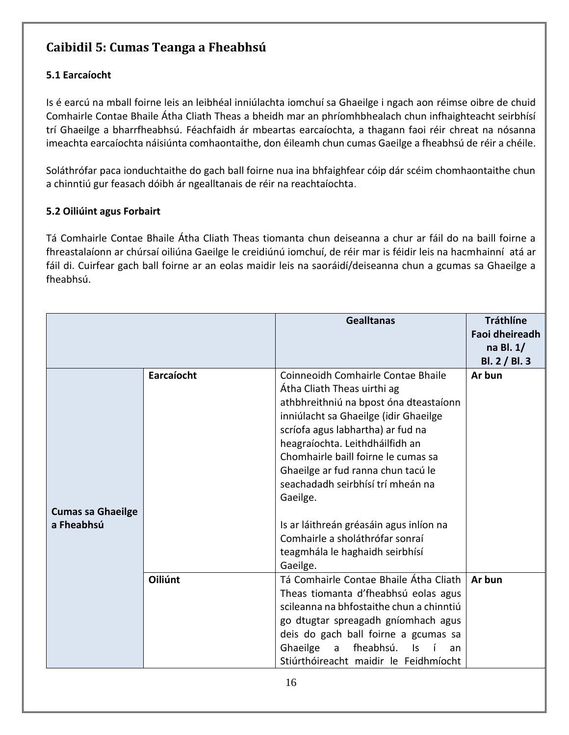## Caibidil 5: Cumas Teanga a Fheabhsú

### 5.1 Earcaíocht

Is é earcú na mball foirne leis an leibhéal inniúlachta iomchuí sa Ghaeilge i ngach aon réimse oibre de chuid Comhairle Contae Bhaile Átha Cliath Theas a bheidh mar an phríomhbhealach chun infhaighteacht seirbhísí trí Ghaeilge a bharrfheabhsú. Féachfaidh ár mbeartas earcaíochta, a thagann faoi réir chreat na nósanna imeachta earcaíochta náisiúnta comhaontaithe, don éileamh chun cumas Gaeilge a fheabhsú de réir a chéile.

Soláthrófar paca ionduchtaithe do gach ball foirne nua ina bhfaighfear cóip dár scéim chomhaontaithe chun a chinntiú gur feasach dóibh ár ngealltanais de réir na reachtaíochta.

### 5.2 Oiliúint agus Forbairt

Tá Comhairle Contae Bhaile Átha Cliath Theas tiomanta chun deiseanna a chur ar fáil do na baill foirne a fhreastalaíonn ar chúrsaí oiliúna Gaeilge le creidiúnú iomchuí, de réir mar is féidir leis na hacmhainní atá ar fáil di. Cuirfear gach ball foirne ar an eolas maidir leis na saoráidí/deiseanna chun a gcumas sa Ghaeilge a fheabhsú.

| | | Gealltanas | Tráthlíne Faoi dheireadh na Bl. 1/ Bl. 2 / Bl. 3 |
|---|---|---|---|
| **Cumas sa Ghaeilge a Fheabhsú** | **Earcaíocht** | Coinneoidh Comhairle Contae Bhaile Átha Cliath Theas uirthi ag athbhreithniú na bpost óna dteastaíonn inniúlacht sa Ghaeilge (idir Ghaeilge scríofa agus labhartha) ar fud na heagraíochta. Leithdháilfidh an Chomhairle baill foirne le cumas sa Ghaeilge ar fud ranna chun tacú le seachadadh seirbhísí trí mheán na Gaeilge.<br><br>Is ar láithreán gréasáin agus inlíon na Comhairle a sholáthrófar sonraí teagmhála le haghaidh seirbhísí Gaeilge. | **Ar bun** |
| | **Oiliúnt** | Tá Comhairle Contae Bhaile Átha Cliath Theas tiomanta d'fheabhsú eolas agus scileanna na bhfostaithe chun a chinntiú go dtugtar spreagadh gníomhach agus deis do gach ball foirne a gcumas sa Ghaeilge a fheabhsú. Is í an Stiúrthóireacht maidir le Feidhmíocht | **Ar bun** |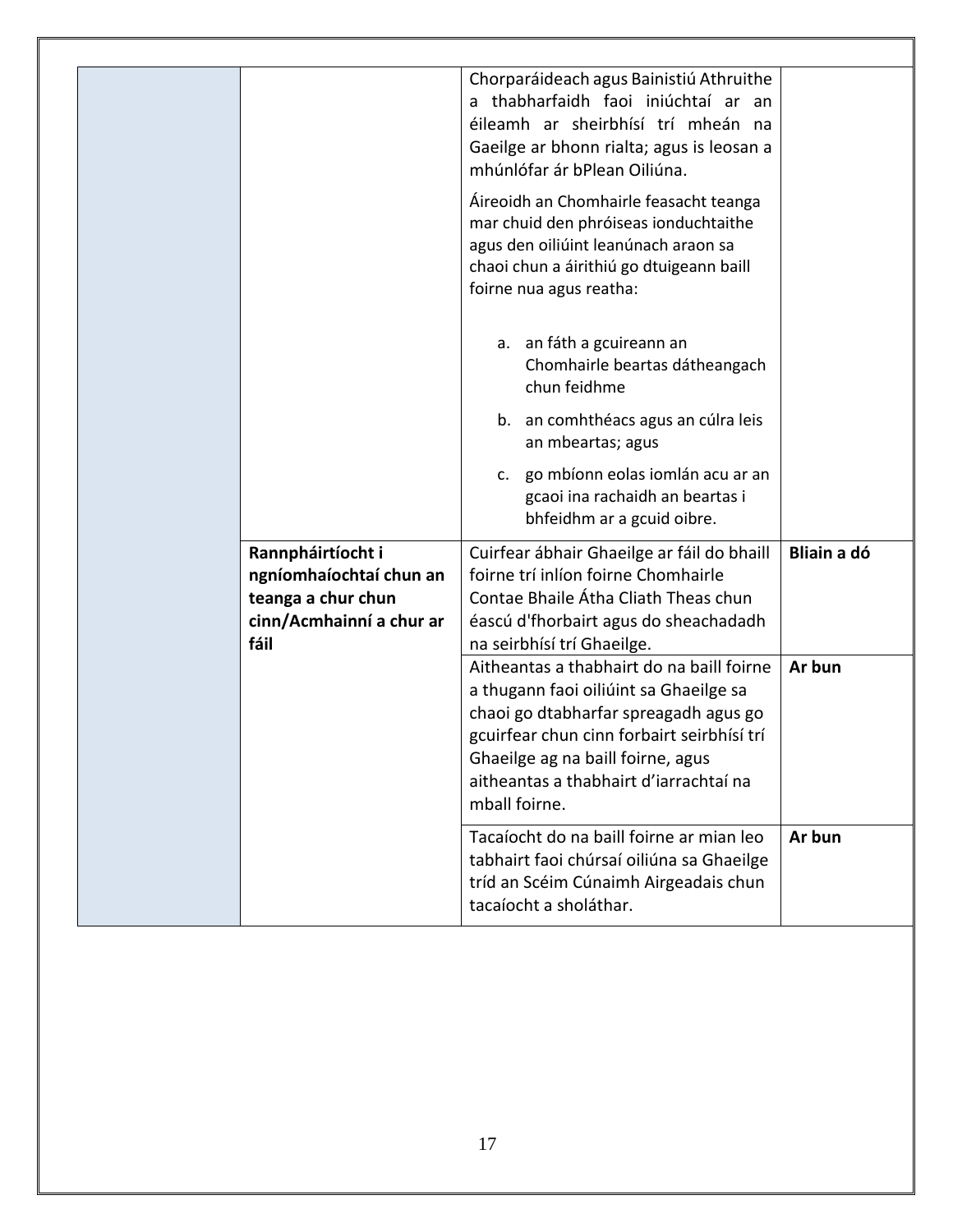| | | | |
|---|---|---|---|
| | | Chorparáideach agus Bainistiú Athruithe a thabharfaidh faoi iniúchtaí ar an éileamh ar sheirbhísí trí mheán na Gaeilge ar bhonn rialta; agus is leosan a mhúnlófar ár bPlean Oiliúna.<br><br>Áireoidh an Chomhairle feasacht teanga mar chuid den phróiseas ionduchtaithe agus den oiliúint leanúnach araon sa chaoi chun a áirithiú go dtuigeann baill foirne nua agus reatha:<br><br>a. an fáth a gcuireann an Chomhairle beartas dátheangach chun feidhme<br>b. an comhthéacs agus an cúlra leis an mbeartas; agus<br>c. go mbíonn eolas iomlán acu ar an gcaoi ina rachaidh an beartas i bhfeidhm ar a gcuid oibre. | |
| | **Rannpháirtíocht i ngníomhaíochtaí chun an teanga a chur chun cinn/Acmhainní a chur ar fáil** | Cuirfear ábhair Ghaeilge ar fáil do bhaill foirne trí inlíon foirne Chomhairle Contae Bhaile Átha Cliath Theas chun éascú d'fhorbairt agus do sheachadadh na seirbhísí trí Ghaeilge. | **Bliain a dó** |
| | | Aitheantas a thabhairt do na baill foirne a thugann faoi oiliúint sa Ghaeilge sa chaoi go dtabharfar spreagadh agus go gcuirfear chun cinn forbairt seirbhísí trí Ghaeilge ag na baill foirne, agus aitheantas a thabhairt d'iarrachtaí na mball foirne. | **Ar bun** |
| | | Tacaíocht do na baill foirne ar mian leo tabhairt faoi chúrsaí oiliúna sa Ghaeilge tríd an Scéim Cúnaimh Airgeadais chun tacaíocht a sholáthar. | **Ar bun** |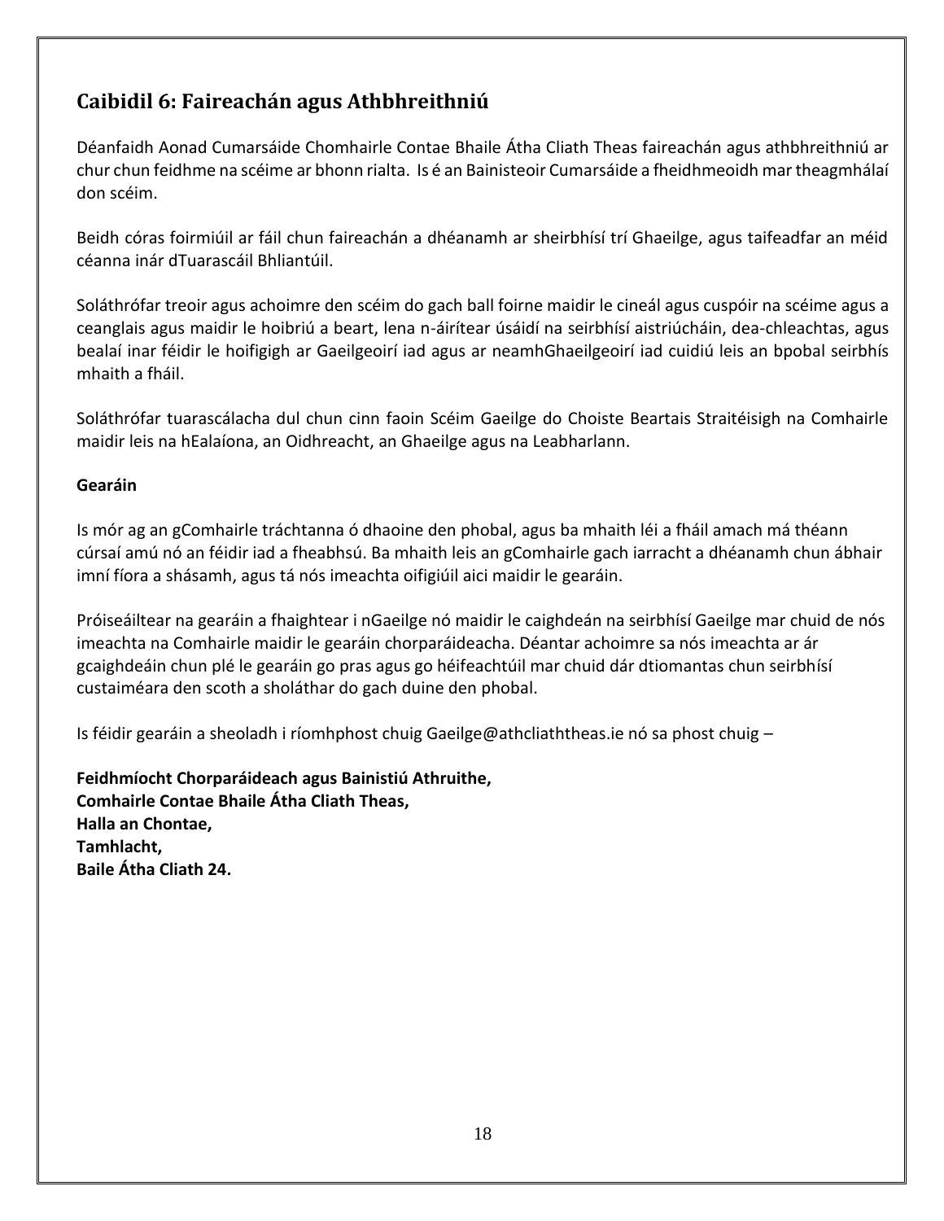## Caibidil 6: Faireachán agus Athbhreithniú

Déanfaidh Aonad Cumarsáide Chomhairle Contae Bhaile Átha Cliath Theas faireachán agus athbhreithniú ar chur chun feidhme na scéime ar bhonn rialta. Is é an Bainisteoir Cumarsáide a fheidhmeoidh mar theagmhálaí don scéim.

Beidh córas foirmiúil ar fáil chun faireachán a dhéanamh ar sheirbhísí trí Ghaeilge, agus taifeadfar an méid céanna inár dTuarascáil Bhliantúil.

Soláthrófar treoir agus achoimre den scéim do gach ball foirne maidir le cineál agus cuspóir na scéime agus a ceanglais agus maidir le hoibriú a beart, lena n-áirítear úsáidí na seirbhísí aistriúcháin, dea-chleachtas, agus bealaí inar féidir le hoifigigh ar Gaeilgeoirí iad agus ar neamhGhaeilgeoirí iad cuidiú leis an bpobal seirbhís mhaith a fháil.

Soláthrófar tuarascálacha dul chun cinn faoin Scéim Gaeilge do Choiste Beartais Straitéisigh na Comhairle maidir leis na hEalaíona, an Oidhreacht, an Ghaeilge agus na Leabharlann.

**Gearáin**

Is mór ag an gComhairle tráchtanna ó dhaoine den phobal, agus ba mhaith léi a fháil amach má théann cúrsaí amú nó an féidir iad a fheabhsú. Ba mhaith leis an gComhairle gach iarracht a dhéanamh chun ábhair imní fíora a shásamh, agus tá nós imeachta oifigiúil aici maidir le gearáin.

Próiseáiltear na gearáin a fhaightear i nGaeilge nó maidir le caighdeán na seirbhísí Gaeilge mar chuid de nós imeachta na Comhairle maidir le gearáin chorparáideacha. Déantar achoimre sa nós imeachta ar ár gcaighdeáin chun plé le gearáin go pras agus go héifeachtúil mar chuid dár dtiomantas chun seirbhísí custaiméara den scoth a sholáthar do gach duine den phobal.

Is féidir gearáin a sheoladh i ríomhphost chuig Gaeilge@athcliaththeas.ie nó sa phost chuig –

**Feidhmíocht Chorparáideach agus Bainistiú Athruithe,**
**Comhairle Contae Bhaile Átha Cliath Theas,**
**Halla an Chontae,**
**Tamhlacht,**
**Baile Átha Cliath 24.**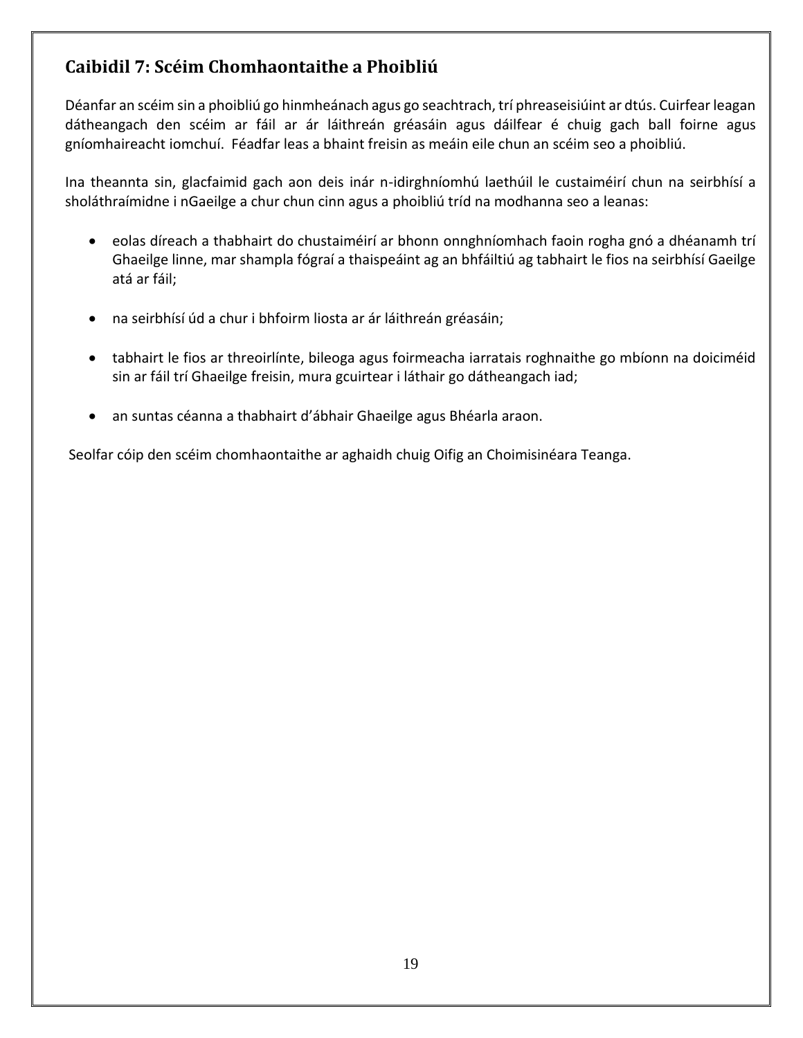## Caibidil 7: Scéim Chomhaontaithe a Phoibliú

Déanfar an scéim sin a phoibliú go hinmheánach agus go seachtrach, trí phreaseisiúint ar dtús. Cuirfear leagan dátheangach den scéim ar fáil ar ár láithreán gréasáin agus dáilfear é chuig gach ball foirne agus gníomhaireacht iomchuí. Féadfar leas a bhaint freisin as meáin eile chun an scéim seo a phoibliú.

Ina theannta sin, glacfaimid gach aon deis inár n-idirghníomhú laethúil le custaiméirí chun na seirbhísí a sholáthraímidne i nGaeilge a chur chun cinn agus a phoibliú tríd na modhanna seo a leanas:

- eolas díreach a thabhairt do chustaiméirí ar bhonn onnghníomhach faoin rogha gnó a dhéanamh trí Ghaeilge linne, mar shampla fógraí a thaispeáint ag an bhfáiltiú ag tabhairt le fios na seirbhísí Gaeilge atá ar fáil;
- na seirbhísí úd a chur i bhfoirm liosta ar ár láithreán gréasáin;
- tabhairt le fios ar threoirlínte, bileoga agus foirmeacha iarratais roghnaithe go mbíonn na doiciméid sin ar fáil trí Ghaeilge freisin, mura gcuirtear i láthair go dátheangach iad;
- an suntas céanna a thabhairt d'ábhair Ghaeilge agus Bhéarla araon.

Seolfar cóip den scéim chomhaontaithe ar aghaidh chuig Oifig an Choimisinéara Teanga.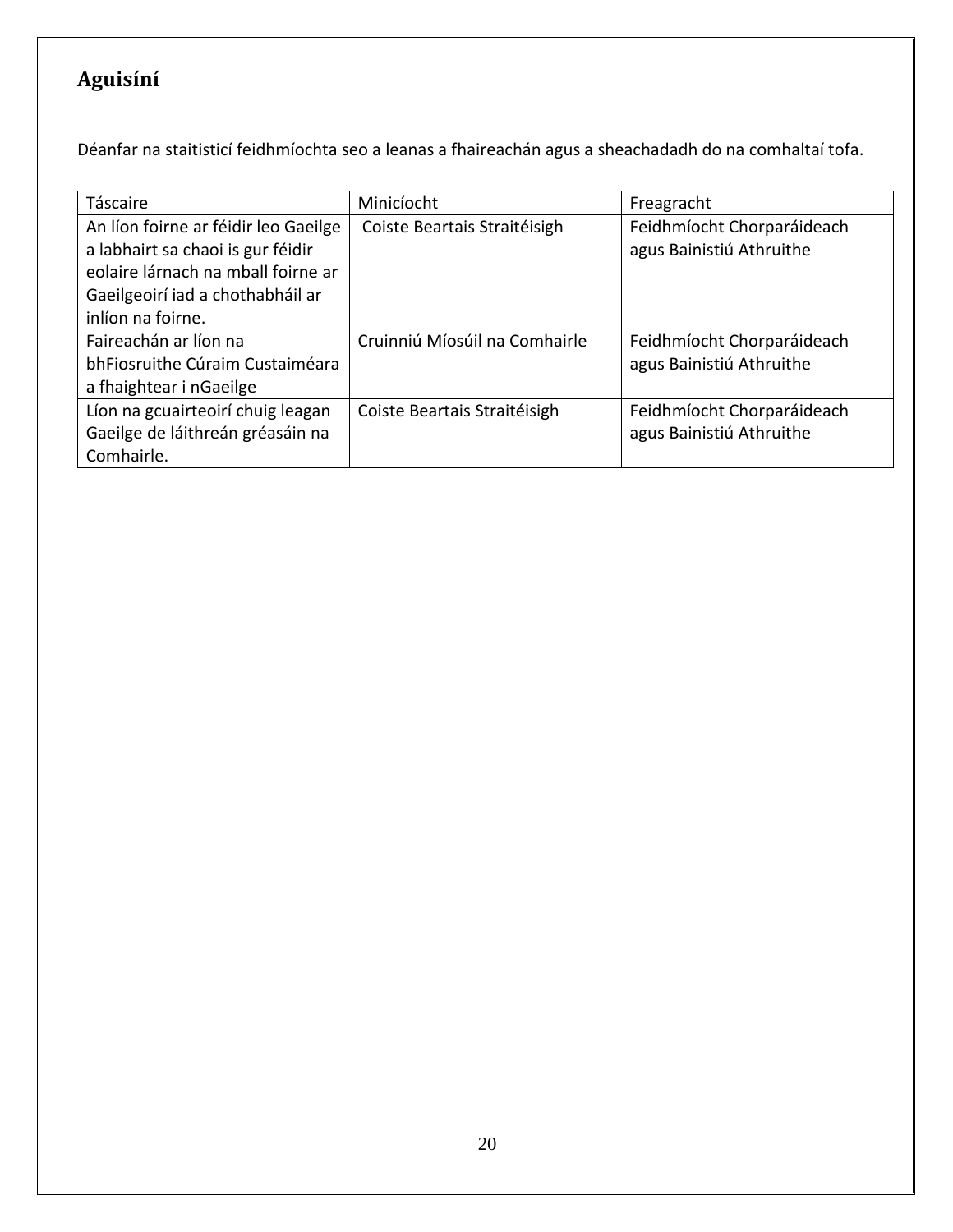## Aguisíní

Déanfar na staitisticí feidhmíochta seo a leanas a fhaireachán agus a sheachadadh do na comhaltaí tofa.

| Táscaire | Minicíocht | Freagracht |
| --- | --- | --- |
| An líon foirne ar féidir leo Gaeilge a labhairt sa chaoi is gur féidir eolaire lárnach na mball foirne ar Gaeilgeoirí iad a chothabháil ar inlíon na foirne. | Coiste Beartais Straitéisigh | Feidhmíocht Chorparáideach agus Bainistiú Athruithe |
| Faireachán ar líon na bhFiosruithe Cúraim Custaiméara a fhaightear i nGaeilge | Cruinniú Míosúil na Comhairle | Feidhmíocht Chorparáideach agus Bainistiú Athruithe |
| Líon na gcuairteoirí chuig leagan Gaeilge de láithreán gréasáin na Comhairle. | Coiste Beartais Straitéisigh | Feidhmíocht Chorparáideach agus Bainistiú Athruithe |